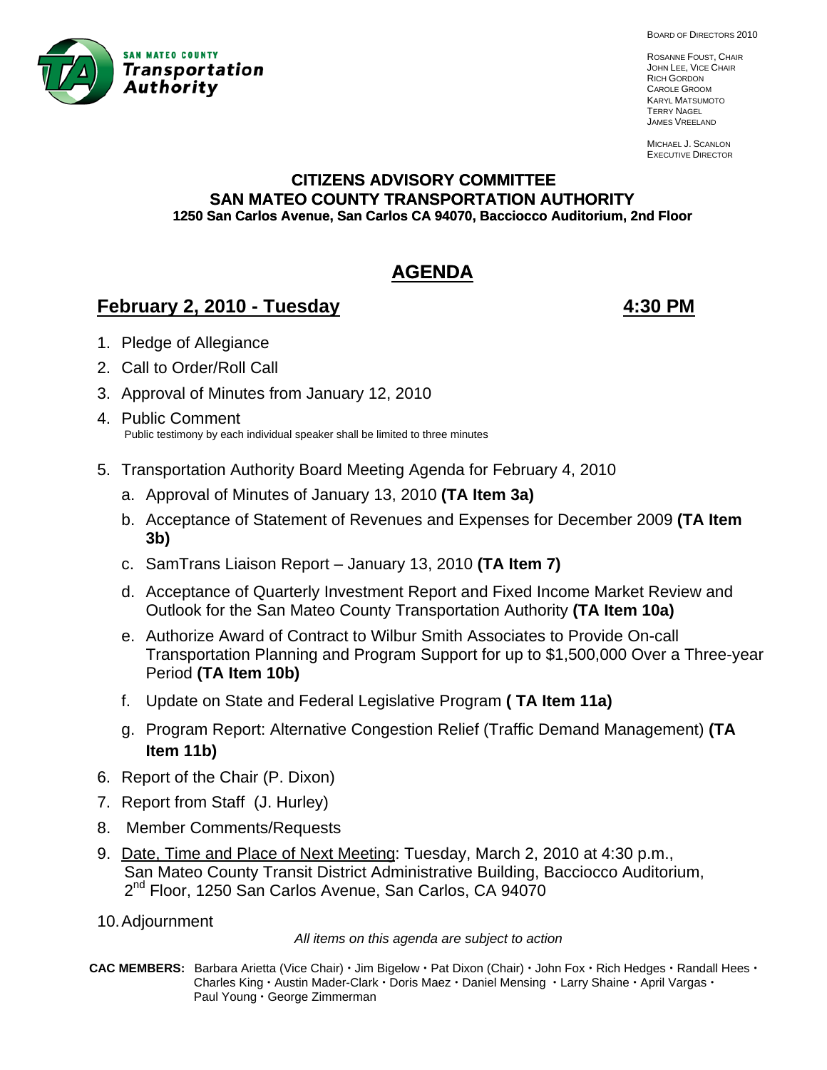SAN MATEO COUNTY
**Transportation Authority**

BOARD OF DIRECTORS 2010

ROSANNE FOUST, CHAIR
JOHN LEE, VICE CHAIR
RICH GORDON
CAROLE GROOM
KARYL MATSUMOTO
TERRY NAGEL
JAMES VREELAND

MICHAEL J. SCANLON
EXECUTIVE DIRECTOR

**CITIZENS ADVISORY COMMITTEE**
**SAN MATEO COUNTY TRANSPORTATION AUTHORITY**
**1250 San Carlos Avenue, San Carlos CA 94070, Bacciocco Auditorium, 2nd Floor**

# AGENDA

## February 2, 2010 - Tuesday 4:30 PM

1. Pledge of Allegiance
2. Call to Order/Roll Call
3. Approval of Minutes from January 12, 2010
4. Public Comment
   Public testimony by each individual speaker shall be limited to three minutes
5. Transportation Authority Board Meeting Agenda for February 4, 2010
   a. Approval of Minutes of January 13, 2010 **(TA Item 3a)**
   b. Acceptance of Statement of Revenues and Expenses for December 2009 **(TA Item 3b)**
   c. SamTrans Liaison Report – January 13, 2010 **(TA Item 7)**
   d. Acceptance of Quarterly Investment Report and Fixed Income Market Review and Outlook for the San Mateo County Transportation Authority **(TA Item 10a)**
   e. Authorize Award of Contract to Wilbur Smith Associates to Provide On-call Transportation Planning and Program Support for up to $1,500,000 Over a Three-year Period **(TA Item 10b)**
   f. Update on State and Federal Legislative Program **( TA Item 11a)**
   g. Program Report: Alternative Congestion Relief (Traffic Demand Management) **(TA Item 11b)**
6. Report of the Chair (P. Dixon)
7. Report from Staff (J. Hurley)
8. Member Comments/Requests
9. Date, Time and Place of Next Meeting: Tuesday, March 2, 2010 at 4:30 p.m., San Mateo County Transit District Administrative Building, Bacciocco Auditorium, 2nd Floor, 1250 San Carlos Avenue, San Carlos, CA 94070
10. Adjournment

*All items on this agenda are subject to action*

**CAC MEMBERS:** Barbara Arietta (Vice Chair) • Jim Bigelow • Pat Dixon (Chair) • John Fox • Rich Hedges • Randall Hees • Charles King • Austin Mader-Clark • Doris Maez • Daniel Mensing • Larry Shaine • April Vargas • Paul Young • George Zimmerman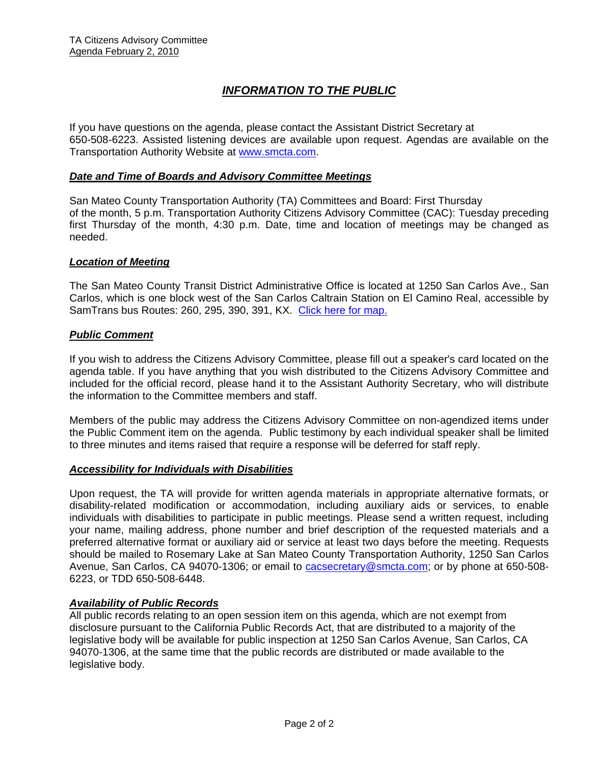# *INFORMATION TO THE PUBLIC*

If you have questions on the agenda, please contact the Assistant District Secretary at 650-508-6223. Assisted listening devices are available upon request. Agendas are available on the Transportation Authority Website at [www.smcta.com](http://www.smcta.com).

### *Date and Time of Boards and Advisory Committee Meetings*

San Mateo County Transportation Authority (TA) Committees and Board: First Thursday of the month, 5 p.m. Transportation Authority Citizens Advisory Committee (CAC): Tuesday preceding first Thursday of the month, 4:30 p.m. Date, time and location of meetings may be changed as needed.

### *Location of Meeting*

The San Mateo County Transit District Administrative Office is located at 1250 San Carlos Ave., San Carlos, which is one block west of the San Carlos Caltrain Station on El Camino Real, accessible by SamTrans bus Routes: 260, 295, 390, 391, KX. Click here for map.

### *Public Comment*

If you wish to address the Citizens Advisory Committee, please fill out a speaker's card located on the agenda table. If you have anything that you wish distributed to the Citizens Advisory Committee and included for the official record, please hand it to the Assistant Authority Secretary, who will distribute the information to the Committee members and staff.

Members of the public may address the Citizens Advisory Committee on non-agendized items under the Public Comment item on the agenda. Public testimony by each individual speaker shall be limited to three minutes and items raised that require a response will be deferred for staff reply.

### *Accessibility for Individuals with Disabilities*

Upon request, the TA will provide for written agenda materials in appropriate alternative formats, or disability-related modification or accommodation, including auxiliary aids or services, to enable individuals with disabilities to participate in public meetings. Please send a written request, including your name, mailing address, phone number and brief description of the requested materials and a preferred alternative format or auxiliary aid or service at least two days before the meeting. Requests should be mailed to Rosemary Lake at San Mateo County Transportation Authority, 1250 San Carlos Avenue, San Carlos, CA 94070-1306; or email to [cacsecretary@smcta.com](mailto:cacsecretary@smcta.com); or by phone at 650-508-6223, or TDD 650-508-6448.

### *Availability of Public Records*

All public records relating to an open session item on this agenda, which are not exempt from disclosure pursuant to the California Public Records Act, that are distributed to a majority of the legislative body will be available for public inspection at 1250 San Carlos Avenue, San Carlos, CA 94070-1306, at the same time that the public records are distributed or made available to the legislative body.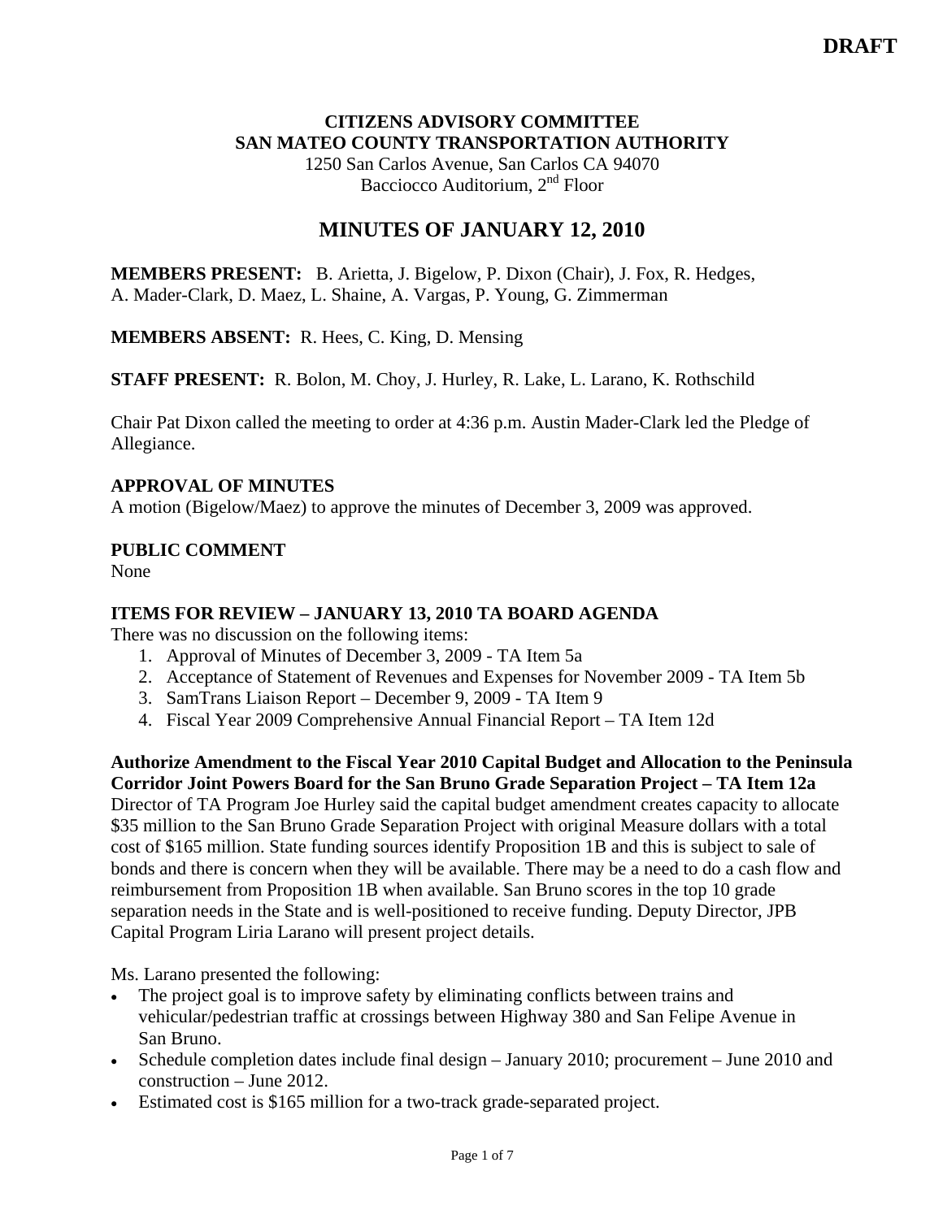**DRAFT**

**CITIZENS ADVISORY COMMITTEE**
**SAN MATEO COUNTY TRANSPORTATION AUTHORITY**
1250 San Carlos Avenue, San Carlos CA 94070
Bacciocco Auditorium, 2nd Floor

# MINUTES OF JANUARY 12, 2010

**MEMBERS PRESENT:** B. Arietta, J. Bigelow, P. Dixon (Chair), J. Fox, R. Hedges, A. Mader-Clark, D. Maez, L. Shaine, A. Vargas, P. Young, G. Zimmerman

**MEMBERS ABSENT:** R. Hees, C. King, D. Mensing

**STAFF PRESENT:** R. Bolon, M. Choy, J. Hurley, R. Lake, L. Larano, K. Rothschild

Chair Pat Dixon called the meeting to order at 4:36 p.m. Austin Mader-Clark led the Pledge of Allegiance.

**APPROVAL OF MINUTES**
A motion (Bigelow/Maez) to approve the minutes of December 3, 2009 was approved.

**PUBLIC COMMENT**
None

**ITEMS FOR REVIEW – JANUARY 13, 2010 TA BOARD AGENDA**
There was no discussion on the following items:

1. Approval of Minutes of December 3, 2009 - TA Item 5a
2. Acceptance of Statement of Revenues and Expenses for November 2009 - TA Item 5b
3. SamTrans Liaison Report – December 9, 2009 - TA Item 9
4. Fiscal Year 2009 Comprehensive Annual Financial Report – TA Item 12d

**Authorize Amendment to the Fiscal Year 2010 Capital Budget and Allocation to the Peninsula Corridor Joint Powers Board for the San Bruno Grade Separation Project – TA Item 12a**
Director of TA Program Joe Hurley said the capital budget amendment creates capacity to allocate \$35 million to the San Bruno Grade Separation Project with original Measure dollars with a total cost of \$165 million. State funding sources identify Proposition 1B and this is subject to sale of bonds and there is concern when they will be available. There may be a need to do a cash flow and reimbursement from Proposition 1B when available. San Bruno scores in the top 10 grade separation needs in the State and is well-positioned to receive funding. Deputy Director, JPB Capital Program Liria Larano will present project details.

Ms. Larano presented the following:

- The project goal is to improve safety by eliminating conflicts between trains and vehicular/pedestrian traffic at crossings between Highway 380 and San Felipe Avenue in San Bruno.
- Schedule completion dates include final design – January 2010; procurement – June 2010 and construction – June 2012.
- Estimated cost is \$165 million for a two-track grade-separated project.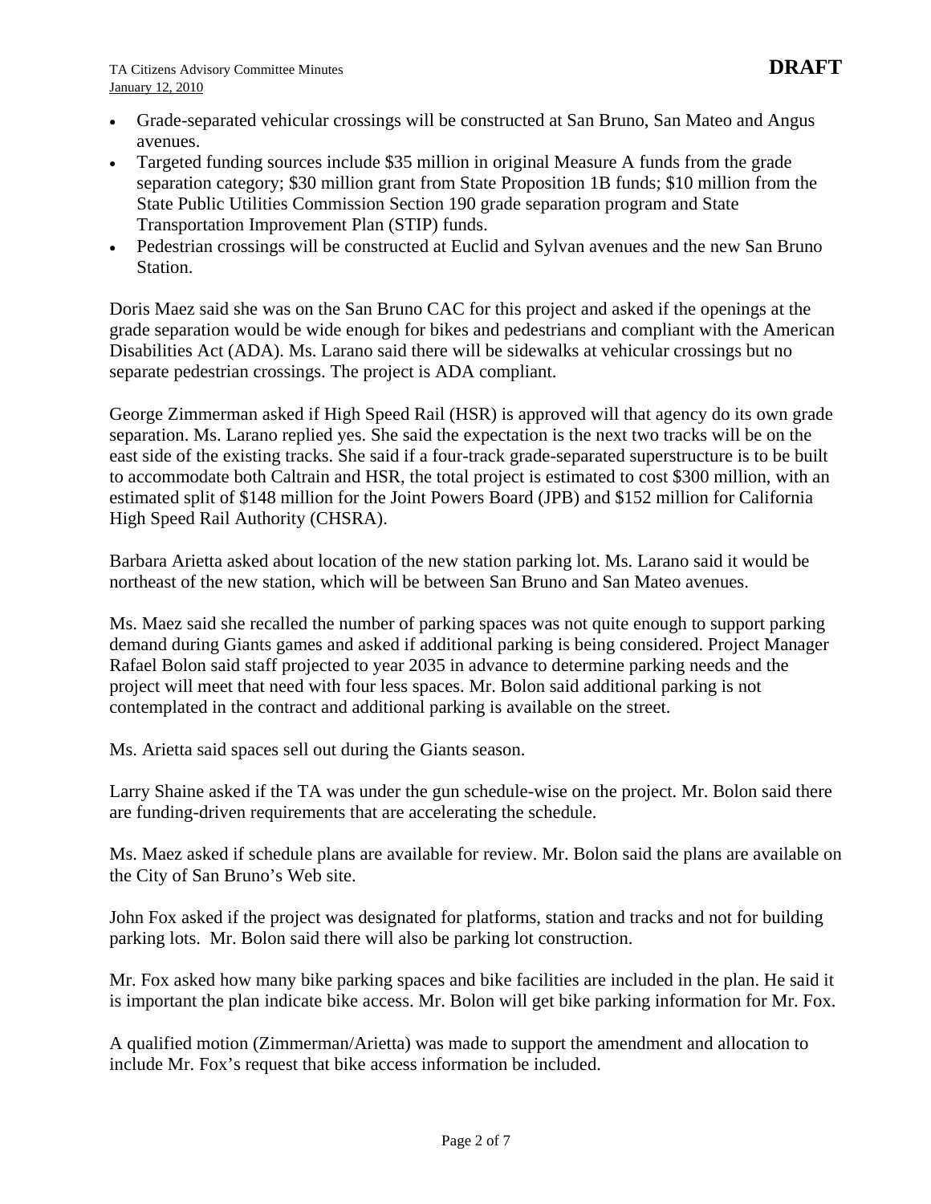- Grade-separated vehicular crossings will be constructed at San Bruno, San Mateo and Angus avenues.
- Targeted funding sources include $35 million in original Measure A funds from the grade separation category; $30 million grant from State Proposition 1B funds; $10 million from the State Public Utilities Commission Section 190 grade separation program and State Transportation Improvement Plan (STIP) funds.
- Pedestrian crossings will be constructed at Euclid and Sylvan avenues and the new San Bruno Station.

Doris Maez said she was on the San Bruno CAC for this project and asked if the openings at the grade separation would be wide enough for bikes and pedestrians and compliant with the American Disabilities Act (ADA). Ms. Larano said there will be sidewalks at vehicular crossings but no separate pedestrian crossings. The project is ADA compliant.

George Zimmerman asked if High Speed Rail (HSR) is approved will that agency do its own grade separation. Ms. Larano replied yes. She said the expectation is the next two tracks will be on the east side of the existing tracks. She said if a four-track grade-separated superstructure is to be built to accommodate both Caltrain and HSR, the total project is estimated to cost $300 million, with an estimated split of $148 million for the Joint Powers Board (JPB) and $152 million for California High Speed Rail Authority (CHSRA).

Barbara Arietta asked about location of the new station parking lot. Ms. Larano said it would be northeast of the new station, which will be between San Bruno and San Mateo avenues.

Ms. Maez said she recalled the number of parking spaces was not quite enough to support parking demand during Giants games and asked if additional parking is being considered. Project Manager Rafael Bolon said staff projected to year 2035 in advance to determine parking needs and the project will meet that need with four less spaces. Mr. Bolon said additional parking is not contemplated in the contract and additional parking is available on the street.

Ms. Arietta said spaces sell out during the Giants season.

Larry Shaine asked if the TA was under the gun schedule-wise on the project. Mr. Bolon said there are funding-driven requirements that are accelerating the schedule.

Ms. Maez asked if schedule plans are available for review. Mr. Bolon said the plans are available on the City of San Bruno's Web site.

John Fox asked if the project was designated for platforms, station and tracks and not for building parking lots. Mr. Bolon said there will also be parking lot construction.

Mr. Fox asked how many bike parking spaces and bike facilities are included in the plan. He said it is important the plan indicate bike access. Mr. Bolon will get bike parking information for Mr. Fox.

A qualified motion (Zimmerman/Arietta) was made to support the amendment and allocation to include Mr. Fox's request that bike access information be included.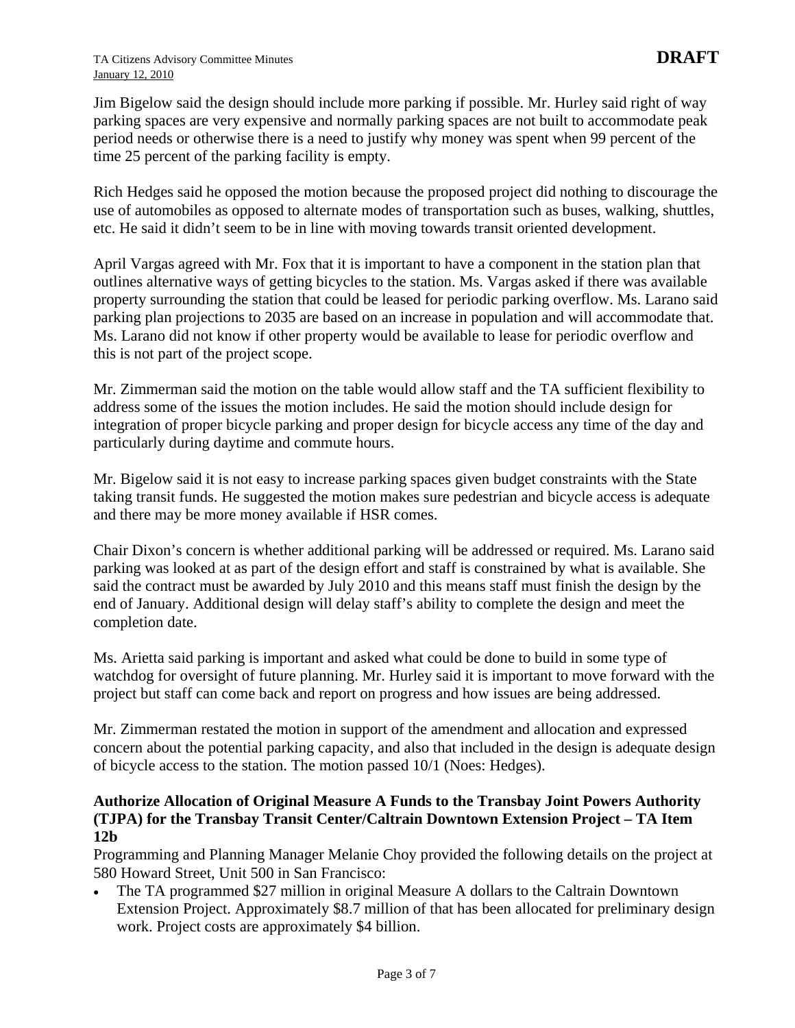Jim Bigelow said the design should include more parking if possible. Mr. Hurley said right of way parking spaces are very expensive and normally parking spaces are not built to accommodate peak period needs or otherwise there is a need to justify why money was spent when 99 percent of the time 25 percent of the parking facility is empty.

Rich Hedges said he opposed the motion because the proposed project did nothing to discourage the use of automobiles as opposed to alternate modes of transportation such as buses, walking, shuttles, etc. He said it didn't seem to be in line with moving towards transit oriented development.

April Vargas agreed with Mr. Fox that it is important to have a component in the station plan that outlines alternative ways of getting bicycles to the station. Ms. Vargas asked if there was available property surrounding the station that could be leased for periodic parking overflow. Ms. Larano said parking plan projections to 2035 are based on an increase in population and will accommodate that. Ms. Larano did not know if other property would be available to lease for periodic overflow and this is not part of the project scope.

Mr. Zimmerman said the motion on the table would allow staff and the TA sufficient flexibility to address some of the issues the motion includes. He said the motion should include design for integration of proper bicycle parking and proper design for bicycle access any time of the day and particularly during daytime and commute hours.

Mr. Bigelow said it is not easy to increase parking spaces given budget constraints with the State taking transit funds. He suggested the motion makes sure pedestrian and bicycle access is adequate and there may be more money available if HSR comes.

Chair Dixon's concern is whether additional parking will be addressed or required. Ms. Larano said parking was looked at as part of the design effort and staff is constrained by what is available. She said the contract must be awarded by July 2010 and this means staff must finish the design by the end of January. Additional design will delay staff's ability to complete the design and meet the completion date.

Ms. Arietta said parking is important and asked what could be done to build in some type of watchdog for oversight of future planning. Mr. Hurley said it is important to move forward with the project but staff can come back and report on progress and how issues are being addressed.

Mr. Zimmerman restated the motion in support of the amendment and allocation and expressed concern about the potential parking capacity, and also that included in the design is adequate design of bicycle access to the station. The motion passed 10/1 (Noes: Hedges).

**Authorize Allocation of Original Measure A Funds to the Transbay Joint Powers Authority (TJPA) for the Transbay Transit Center/Caltrain Downtown Extension Project – TA Item 12b**

Programming and Planning Manager Melanie Choy provided the following details on the project at 580 Howard Street, Unit 500 in San Francisco:

- The TA programmed $27 million in original Measure A dollars to the Caltrain Downtown Extension Project. Approximately $8.7 million of that has been allocated for preliminary design work. Project costs are approximately $4 billion.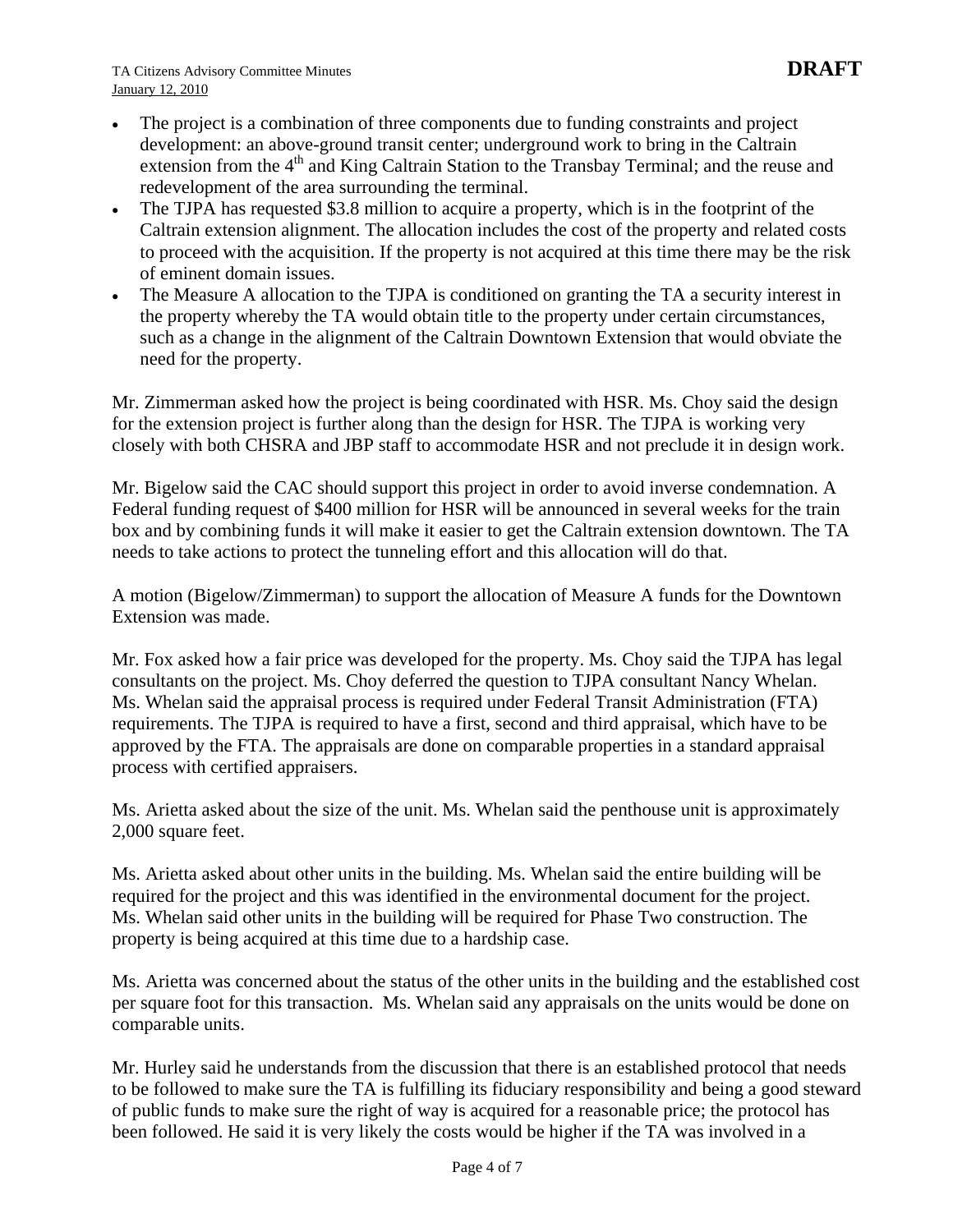- The project is a combination of three components due to funding constraints and project development: an above-ground transit center; underground work to bring in the Caltrain extension from the 4th and King Caltrain Station to the Transbay Terminal; and the reuse and redevelopment of the area surrounding the terminal.
- The TJPA has requested $3.8 million to acquire a property, which is in the footprint of the Caltrain extension alignment. The allocation includes the cost of the property and related costs to proceed with the acquisition. If the property is not acquired at this time there may be the risk of eminent domain issues.
- The Measure A allocation to the TJPA is conditioned on granting the TA a security interest in the property whereby the TA would obtain title to the property under certain circumstances, such as a change in the alignment of the Caltrain Downtown Extension that would obviate the need for the property.

Mr. Zimmerman asked how the project is being coordinated with HSR. Ms. Choy said the design for the extension project is further along than the design for HSR. The TJPA is working very closely with both CHSRA and JBP staff to accommodate HSR and not preclude it in design work.

Mr. Bigelow said the CAC should support this project in order to avoid inverse condemnation. A Federal funding request of $400 million for HSR will be announced in several weeks for the train box and by combining funds it will make it easier to get the Caltrain extension downtown. The TA needs to take actions to protect the tunneling effort and this allocation will do that.

A motion (Bigelow/Zimmerman) to support the allocation of Measure A funds for the Downtown Extension was made.

Mr. Fox asked how a fair price was developed for the property. Ms. Choy said the TJPA has legal consultants on the project. Ms. Choy deferred the question to TJPA consultant Nancy Whelan. Ms. Whelan said the appraisal process is required under Federal Transit Administration (FTA) requirements. The TJPA is required to have a first, second and third appraisal, which have to be approved by the FTA. The appraisals are done on comparable properties in a standard appraisal process with certified appraisers.

Ms. Arietta asked about the size of the unit. Ms. Whelan said the penthouse unit is approximately 2,000 square feet.

Ms. Arietta asked about other units in the building. Ms. Whelan said the entire building will be required for the project and this was identified in the environmental document for the project. Ms. Whelan said other units in the building will be required for Phase Two construction. The property is being acquired at this time due to a hardship case.

Ms. Arietta was concerned about the status of the other units in the building and the established cost per square foot for this transaction. Ms. Whelan said any appraisals on the units would be done on comparable units.

Mr. Hurley said he understands from the discussion that there is an established protocol that needs to be followed to make sure the TA is fulfilling its fiduciary responsibility and being a good steward of public funds to make sure the right of way is acquired for a reasonable price; the protocol has been followed. He said it is very likely the costs would be higher if the TA was involved in a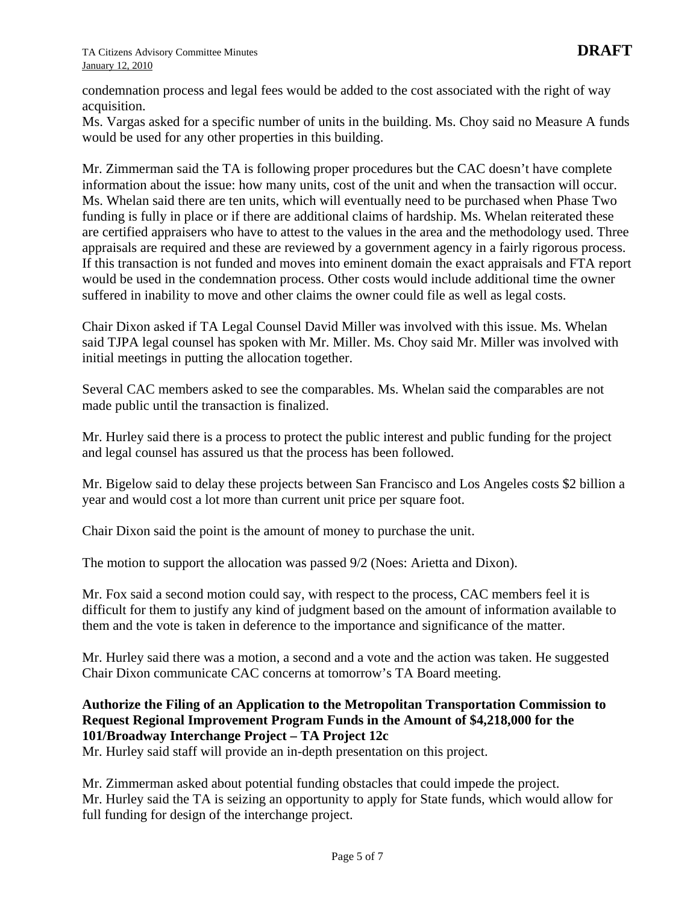condemnation process and legal fees would be added to the cost associated with the right of way acquisition.
Ms. Vargas asked for a specific number of units in the building. Ms. Choy said no Measure A funds would be used for any other properties in this building.

Mr. Zimmerman said the TA is following proper procedures but the CAC doesn't have complete information about the issue: how many units, cost of the unit and when the transaction will occur. Ms. Whelan said there are ten units, which will eventually need to be purchased when Phase Two funding is fully in place or if there are additional claims of hardship. Ms. Whelan reiterated these are certified appraisers who have to attest to the values in the area and the methodology used. Three appraisals are required and these are reviewed by a government agency in a fairly rigorous process. If this transaction is not funded and moves into eminent domain the exact appraisals and FTA report would be used in the condemnation process. Other costs would include additional time the owner suffered in inability to move and other claims the owner could file as well as legal costs.

Chair Dixon asked if TA Legal Counsel David Miller was involved with this issue. Ms. Whelan said TJPA legal counsel has spoken with Mr. Miller. Ms. Choy said Mr. Miller was involved with initial meetings in putting the allocation together.

Several CAC members asked to see the comparables. Ms. Whelan said the comparables are not made public until the transaction is finalized.

Mr. Hurley said there is a process to protect the public interest and public funding for the project and legal counsel has assured us that the process has been followed.

Mr. Bigelow said to delay these projects between San Francisco and Los Angeles costs $2 billion a year and would cost a lot more than current unit price per square foot.

Chair Dixon said the point is the amount of money to purchase the unit.

The motion to support the allocation was passed 9/2 (Noes: Arietta and Dixon).

Mr. Fox said a second motion could say, with respect to the process, CAC members feel it is difficult for them to justify any kind of judgment based on the amount of information available to them and the vote is taken in deference to the importance and significance of the matter.

Mr. Hurley said there was a motion, a second and a vote and the action was taken. He suggested Chair Dixon communicate CAC concerns at tomorrow's TA Board meeting.

**Authorize the Filing of an Application to the Metropolitan Transportation Commission to Request Regional Improvement Program Funds in the Amount of $4,218,000 for the 101/Broadway Interchange Project – TA Project 12c**

Mr. Hurley said staff will provide an in-depth presentation on this project.

Mr. Zimmerman asked about potential funding obstacles that could impede the project.
Mr. Hurley said the TA is seizing an opportunity to apply for State funds, which would allow for full funding for design of the interchange project.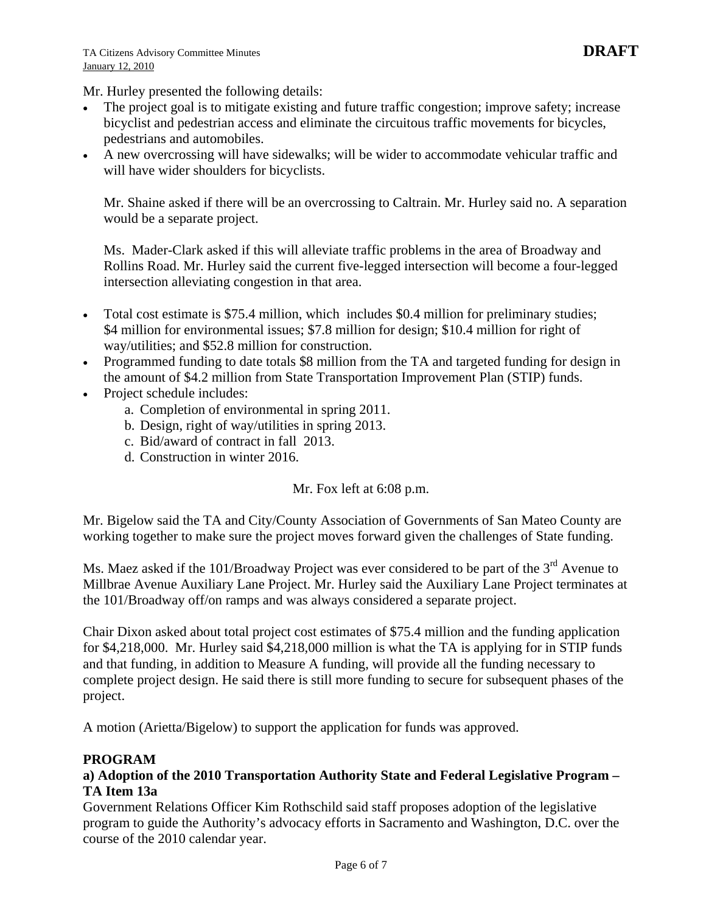Mr. Hurley presented the following details:

- The project goal is to mitigate existing and future traffic congestion; improve safety; increase bicyclist and pedestrian access and eliminate the circuitous traffic movements for bicycles, pedestrians and automobiles.
- A new overcrossing will have sidewalks; will be wider to accommodate vehicular traffic and will have wider shoulders for bicyclists.

  Mr. Shaine asked if there will be an overcrossing to Caltrain. Mr. Hurley said no. A separation would be a separate project.

  Ms. Mader-Clark asked if this will alleviate traffic problems in the area of Broadway and Rollins Road. Mr. Hurley said the current five-legged intersection will become a four-legged intersection alleviating congestion in that area.

- Total cost estimate is $75.4 million, which includes $0.4 million for preliminary studies; $4 million for environmental issues; $7.8 million for design; $10.4 million for right of way/utilities; and $52.8 million for construction.
- Programmed funding to date totals $8 million from the TA and targeted funding for design in the amount of $4.2 million from State Transportation Improvement Plan (STIP) funds.
- Project schedule includes:
  a. Completion of environmental in spring 2011.
  b. Design, right of way/utilities in spring 2013.
  c. Bid/award of contract in fall 2013.
  d. Construction in winter 2016.

Mr. Fox left at 6:08 p.m.

Mr. Bigelow said the TA and City/County Association of Governments of San Mateo County are working together to make sure the project moves forward given the challenges of State funding.

Ms. Maez asked if the 101/Broadway Project was ever considered to be part of the 3rd Avenue to Millbrae Avenue Auxiliary Lane Project. Mr. Hurley said the Auxiliary Lane Project terminates at the 101/Broadway off/on ramps and was always considered a separate project.

Chair Dixon asked about total project cost estimates of $75.4 million and the funding application for $4,218,000. Mr. Hurley said $4,218,000 million is what the TA is applying for in STIP funds and that funding, in addition to Measure A funding, will provide all the funding necessary to complete project design. He said there is still more funding to secure for subsequent phases of the project.

A motion (Arietta/Bigelow) to support the application for funds was approved.

**PROGRAM**

**a) Adoption of the 2010 Transportation Authority State and Federal Legislative Program – TA Item 13a**

Government Relations Officer Kim Rothschild said staff proposes adoption of the legislative program to guide the Authority's advocacy efforts in Sacramento and Washington, D.C. over the course of the 2010 calendar year.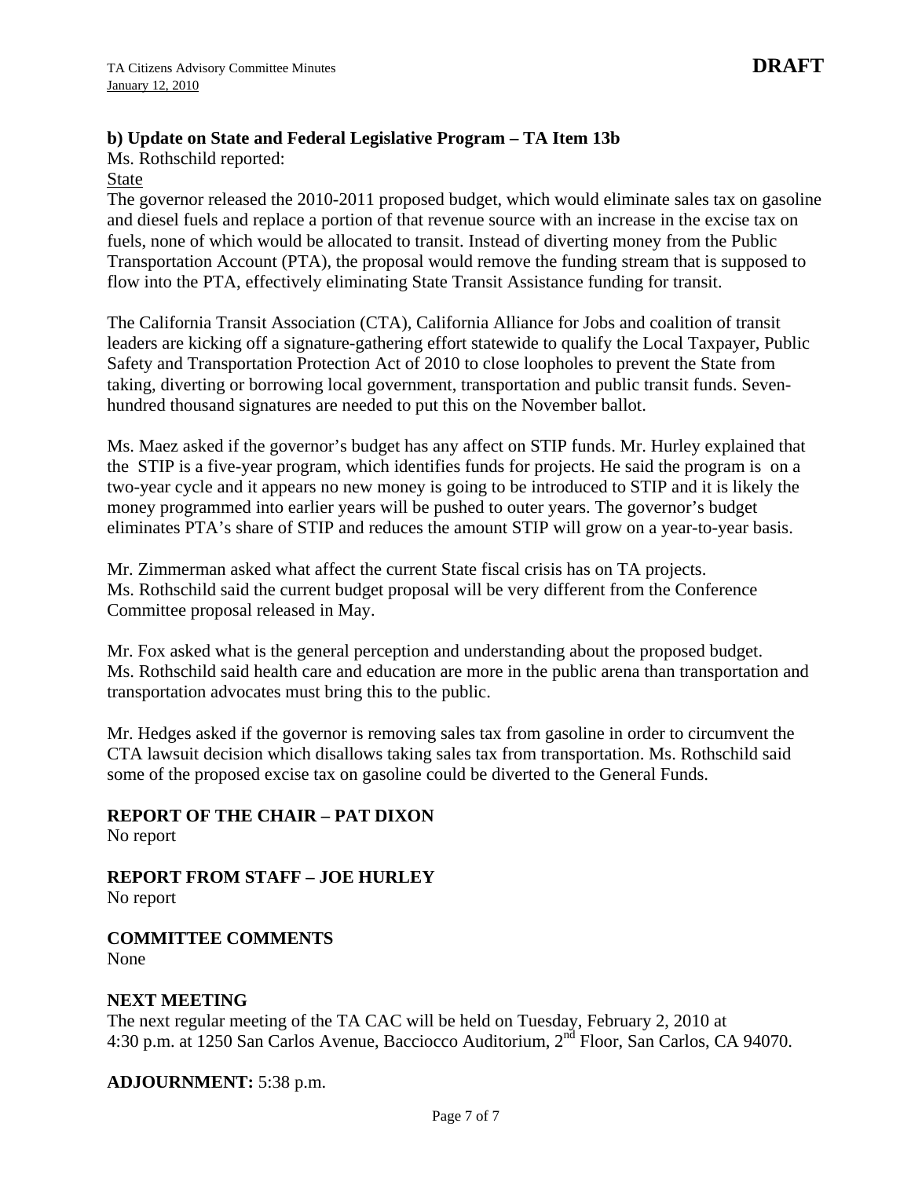**b) Update on State and Federal Legislative Program – TA Item 13b**

Ms. Rothschild reported:

State

The governor released the 2010-2011 proposed budget, which would eliminate sales tax on gasoline and diesel fuels and replace a portion of that revenue source with an increase in the excise tax on fuels, none of which would be allocated to transit. Instead of diverting money from the Public Transportation Account (PTA), the proposal would remove the funding stream that is supposed to flow into the PTA, effectively eliminating State Transit Assistance funding for transit.

The California Transit Association (CTA), California Alliance for Jobs and coalition of transit leaders are kicking off a signature-gathering effort statewide to qualify the Local Taxpayer, Public Safety and Transportation Protection Act of 2010 to close loopholes to prevent the State from taking, diverting or borrowing local government, transportation and public transit funds. Seven-hundred thousand signatures are needed to put this on the November ballot.

Ms. Maez asked if the governor's budget has any affect on STIP funds. Mr. Hurley explained that the STIP is a five-year program, which identifies funds for projects. He said the program is on a two-year cycle and it appears no new money is going to be introduced to STIP and it is likely the money programmed into earlier years will be pushed to outer years. The governor's budget eliminates PTA's share of STIP and reduces the amount STIP will grow on a year-to-year basis.

Mr. Zimmerman asked what affect the current State fiscal crisis has on TA projects. Ms. Rothschild said the current budget proposal will be very different from the Conference Committee proposal released in May.

Mr. Fox asked what is the general perception and understanding about the proposed budget. Ms. Rothschild said health care and education are more in the public arena than transportation and transportation advocates must bring this to the public.

Mr. Hedges asked if the governor is removing sales tax from gasoline in order to circumvent the CTA lawsuit decision which disallows taking sales tax from transportation. Ms. Rothschild said some of the proposed excise tax on gasoline could be diverted to the General Funds.

**REPORT OF THE CHAIR – PAT DIXON**

No report

**REPORT FROM STAFF – JOE HURLEY**

No report

**COMMITTEE COMMENTS**

None

**NEXT MEETING**

The next regular meeting of the TA CAC will be held on Tuesday, February 2, 2010 at 4:30 p.m. at 1250 San Carlos Avenue, Bacciocco Auditorium, 2nd Floor, San Carlos, CA 94070.

**ADJOURNMENT:** 5:38 p.m.